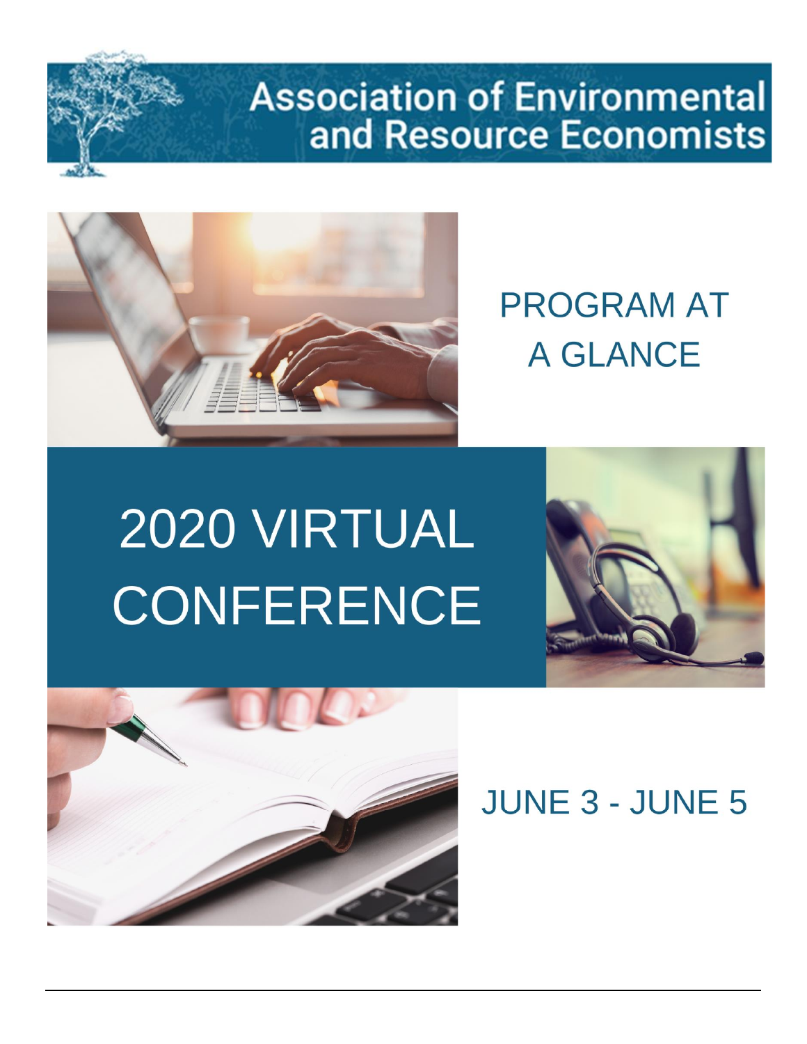# Association of Environmental and Resource Economists

## PROGRAM AT A GLANCE

# 2020 VIRTUAL CONFERENCE

## JUNE 3 - JUNE 5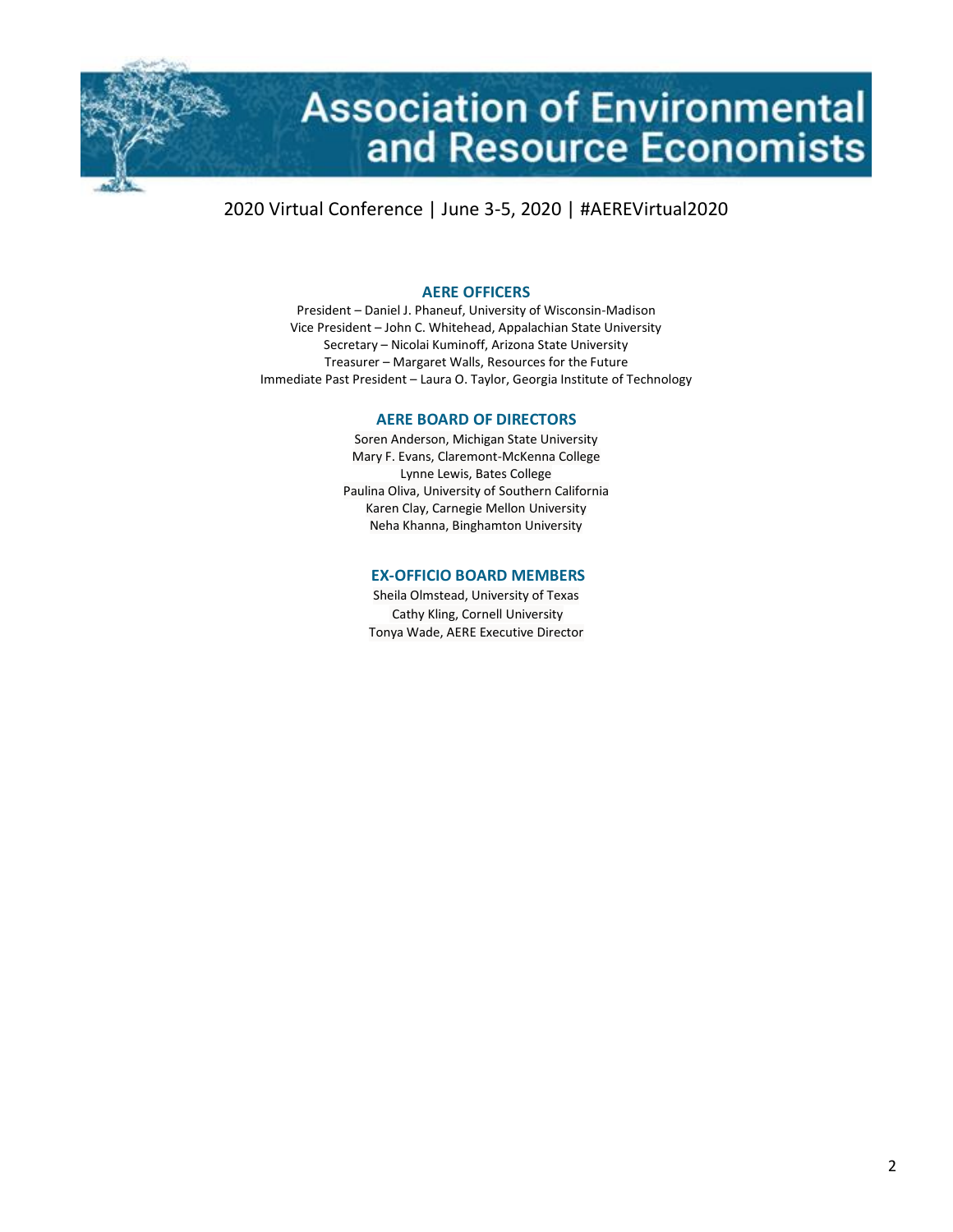# Association of Environmental and Resource Economists

2020 Virtual Conference | June 3-5, 2020 | #AEREVirtual2020

## AERE OFFICERS

President – Daniel J. Phaneuf, University of Wisconsin-Madison
Vice President – John C. Whitehead, Appalachian State University
Secretary – Nicolai Kuminoff, Arizona State University
Treasurer – Margaret Walls, Resources for the Future
Immediate Past President – Laura O. Taylor, Georgia Institute of Technology

## AERE BOARD OF DIRECTORS

Soren Anderson, Michigan State University
Mary F. Evans, Claremont-McKenna College
Lynne Lewis, Bates College
Paulina Oliva, University of Southern California
Karen Clay, Carnegie Mellon University
Neha Khanna, Binghamton University

## EX-OFFICIO BOARD MEMBERS

Sheila Olmstead, University of Texas
Cathy Kling, Cornell University
Tonya Wade, AERE Executive Director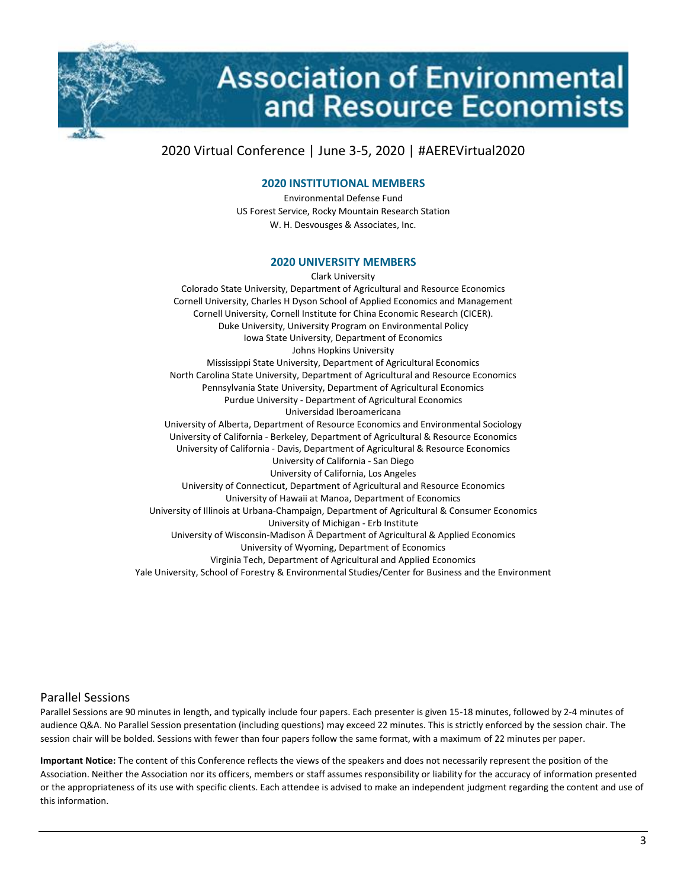# Association of Environmental and Resource Economists

2020 Virtual Conference | June 3-5, 2020 | #AEREVirtual2020

## 2020 INSTITUTIONAL MEMBERS

Environmental Defense Fund
US Forest Service, Rocky Mountain Research Station
W. H. Desvousges & Associates, Inc.

## 2020 UNIVERSITY MEMBERS

Clark University
Colorado State University, Department of Agricultural and Resource Economics
Cornell University, Charles H Dyson School of Applied Economics and Management
Cornell University, Cornell Institute for China Economic Research (CICER).
Duke University, University Program on Environmental Policy
Iowa State University, Department of Economics
Johns Hopkins University
Mississippi State University, Department of Agricultural Economics
North Carolina State University, Department of Agricultural and Resource Economics
Pennsylvania State University, Department of Agricultural Economics
Purdue University - Department of Agricultural Economics
Universidad Iberoamericana
University of Alberta, Department of Resource Economics and Environmental Sociology
University of California - Berkeley, Department of Agricultural & Resource Economics
University of California - Davis, Department of Agricultural & Resource Economics
University of California - San Diego
University of California, Los Angeles
University of Connecticut, Department of Agricultural and Resource Economics
University of Hawaii at Manoa, Department of Economics
University of Illinois at Urbana-Champaign, Department of Agricultural & Consumer Economics
University of Michigan - Erb Institute
University of Wisconsin-Madison Â Department of Agricultural & Applied Economics
University of Wyoming, Department of Economics
Virginia Tech, Department of Agricultural and Applied Economics
Yale University, School of Forestry & Environmental Studies/Center for Business and the Environment

## Parallel Sessions

Parallel Sessions are 90 minutes in length, and typically include four papers. Each presenter is given 15-18 minutes, followed by 2-4 minutes of audience Q&A. No Parallel Session presentation (including questions) may exceed 22 minutes. This is strictly enforced by the session chair. The session chair will be bolded. Sessions with fewer than four papers follow the same format, with a maximum of 22 minutes per paper.

**Important Notice:** The content of this Conference reflects the views of the speakers and does not necessarily represent the position of the Association. Neither the Association nor its officers, members or staff assumes responsibility or liability for the accuracy of information presented or the appropriateness of its use with specific clients. Each attendee is advised to make an independent judgment regarding the content and use of this information.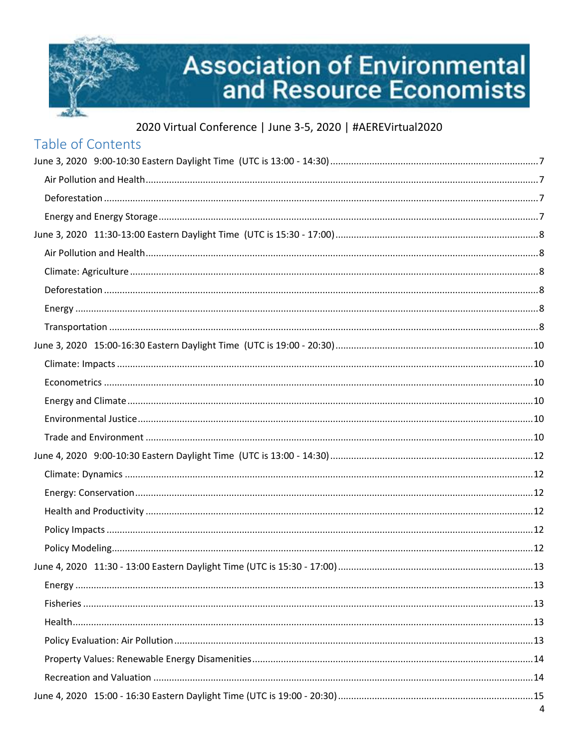# Association of Environmental and Resource Economists

2020 Virtual Conference | June 3-5, 2020 | #AEREVirtual2020

## Table of Contents

June 3, 2020 9:00-10:30 Eastern Daylight Time (UTC is 13:00 - 14:30) ... 7

- Air Pollution and Health ... 7
- Deforestation ... 7
- Energy and Energy Storage ... 7

June 3, 2020 11:30-13:00 Eastern Daylight Time (UTC is 15:30 - 17:00) ... 8

- Air Pollution and Health ... 8
- Climate: Agriculture ... 8
- Deforestation ... 8
- Energy ... 8
- Transportation ... 8

June 3, 2020 15:00-16:30 Eastern Daylight Time (UTC is 19:00 - 20:30) ... 10

- Climate: Impacts ... 10
- Econometrics ... 10
- Energy and Climate ... 10
- Environmental Justice ... 10
- Trade and Environment ... 10

June 4, 2020 9:00-10:30 Eastern Daylight Time (UTC is 13:00 - 14:30) ... 12

- Climate: Dynamics ... 12
- Energy: Conservation ... 12
- Health and Productivity ... 12
- Policy Impacts ... 12
- Policy Modeling ... 12

June 4, 2020 11:30 - 13:00 Eastern Daylight Time (UTC is 15:30 - 17:00) ... 13

- Energy ... 13
- Fisheries ... 13
- Health ... 13
- Policy Evaluation: Air Pollution ... 13
- Property Values: Renewable Energy Disamenities ... 14
- Recreation and Valuation ... 14

June 4, 2020 15:00 - 16:30 Eastern Daylight Time (UTC is 19:00 - 20:30) ... 15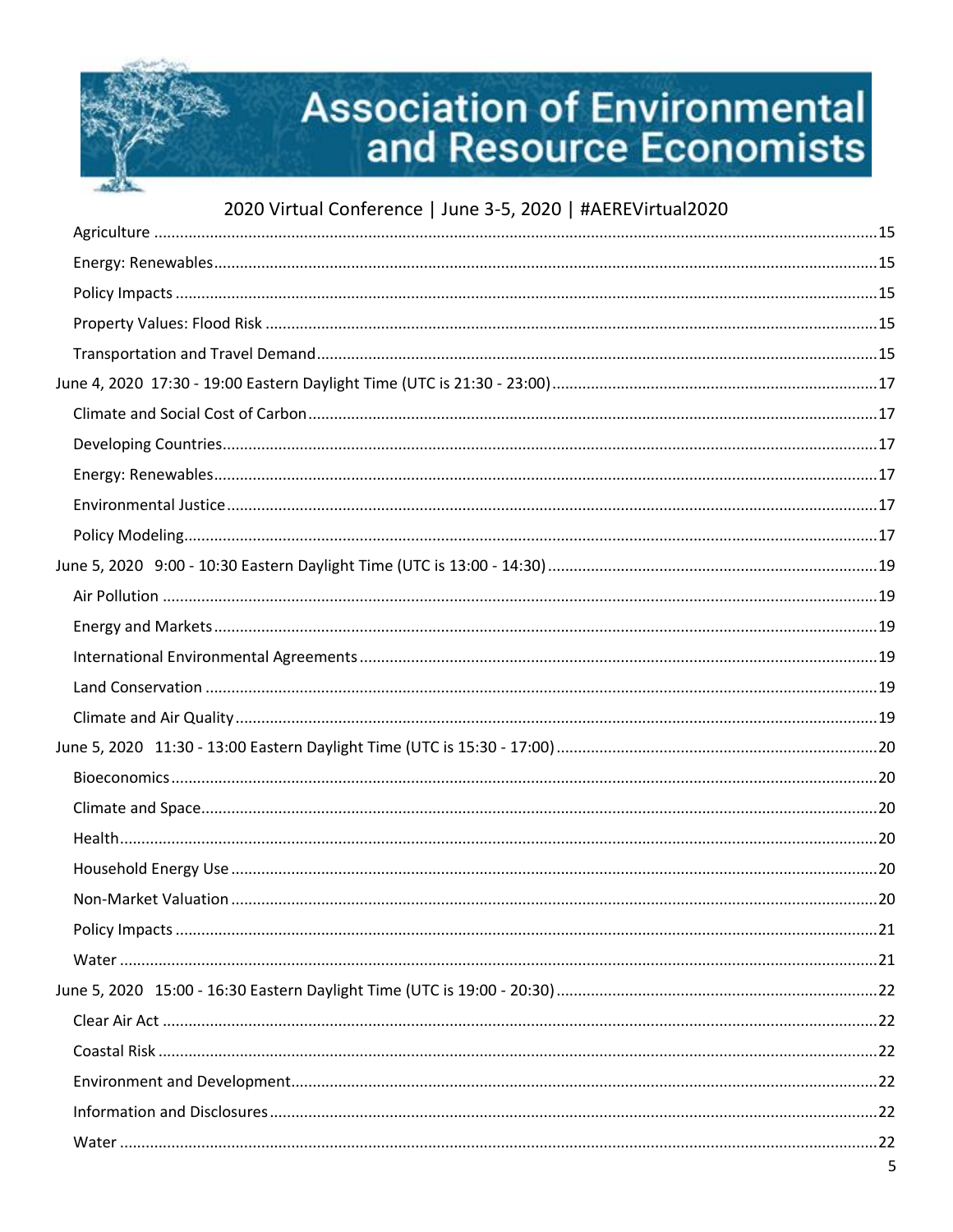Agriculture ....15

Energy: Renewables....15

Policy Impacts ....15

Property Values: Flood Risk ....15

Transportation and Travel Demand....15

June 4, 2020 17:30 - 19:00 Eastern Daylight Time (UTC is 21:30 - 23:00)....17

Climate and Social Cost of Carbon....17

Developing Countries....17

Energy: Renewables....17

Environmental Justice....17

Policy Modeling....17

June 5, 2020 9:00 - 10:30 Eastern Daylight Time (UTC is 13:00 - 14:30)....19

Air Pollution ....19

Energy and Markets....19

International Environmental Agreements....19

Land Conservation ....19

Climate and Air Quality....19

June 5, 2020 11:30 - 13:00 Eastern Daylight Time (UTC is 15:30 - 17:00)....20

Bioeconomics....20

Climate and Space....20

Health....20

Household Energy Use ....20

Non-Market Valuation ....20

Policy Impacts ....21

Water ....21

June 5, 2020 15:00 - 16:30 Eastern Daylight Time (UTC is 19:00 - 20:30)....22

Clear Air Act ....22

Coastal Risk ....22

Environment and Development....22

Information and Disclosures....22

Water ....22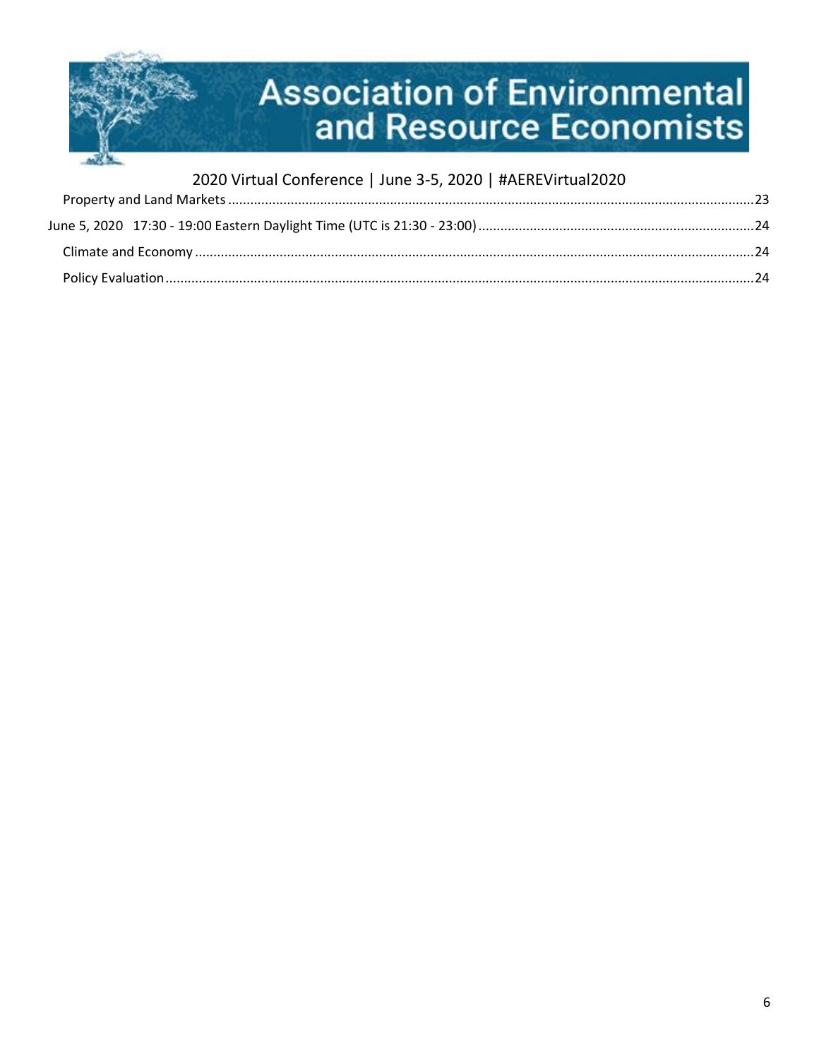Property and Land Markets ........................................................................................................................................23

June 5, 2020   17:30 - 19:00 Eastern Daylight Time (UTC is 21:30 - 23:00) ...........................................................................24

Climate and Economy ...............................................................................................................................................24

Policy Evaluation .......................................................................................................................................................24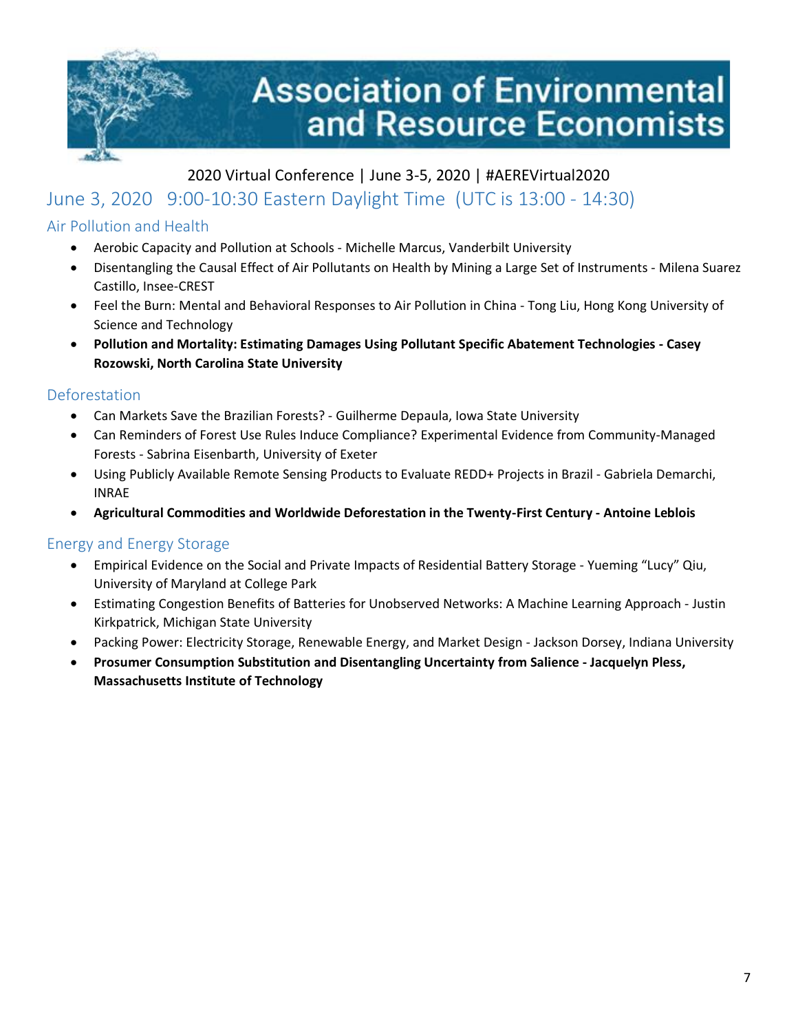# Association of Environmental and Resource Economists

2020 Virtual Conference | June 3-5, 2020 | #AEREVirtual2020

## June 3, 2020 9:00-10:30 Eastern Daylight Time (UTC is 13:00 - 14:30)

### Air Pollution and Health

- Aerobic Capacity and Pollution at Schools - Michelle Marcus, Vanderbilt University
- Disentangling the Causal Effect of Air Pollutants on Health by Mining a Large Set of Instruments - Milena Suarez Castillo, Insee-CREST
- Feel the Burn: Mental and Behavioral Responses to Air Pollution in China - Tong Liu, Hong Kong University of Science and Technology
- **Pollution and Mortality: Estimating Damages Using Pollutant Specific Abatement Technologies - Casey Rozowski, North Carolina State University**

### Deforestation

- Can Markets Save the Brazilian Forests? - Guilherme Depaula, Iowa State University
- Can Reminders of Forest Use Rules Induce Compliance? Experimental Evidence from Community-Managed Forests - Sabrina Eisenbarth, University of Exeter
- Using Publicly Available Remote Sensing Products to Evaluate REDD+ Projects in Brazil - Gabriela Demarchi, INRAE
- **Agricultural Commodities and Worldwide Deforestation in the Twenty-First Century - Antoine Leblois**

### Energy and Energy Storage

- Empirical Evidence on the Social and Private Impacts of Residential Battery Storage - Yueming "Lucy" Qiu, University of Maryland at College Park
- Estimating Congestion Benefits of Batteries for Unobserved Networks: A Machine Learning Approach - Justin Kirkpatrick, Michigan State University
- Packing Power: Electricity Storage, Renewable Energy, and Market Design - Jackson Dorsey, Indiana University
- **Prosumer Consumption Substitution and Disentangling Uncertainty from Salience - Jacquelyn Pless, Massachusetts Institute of Technology**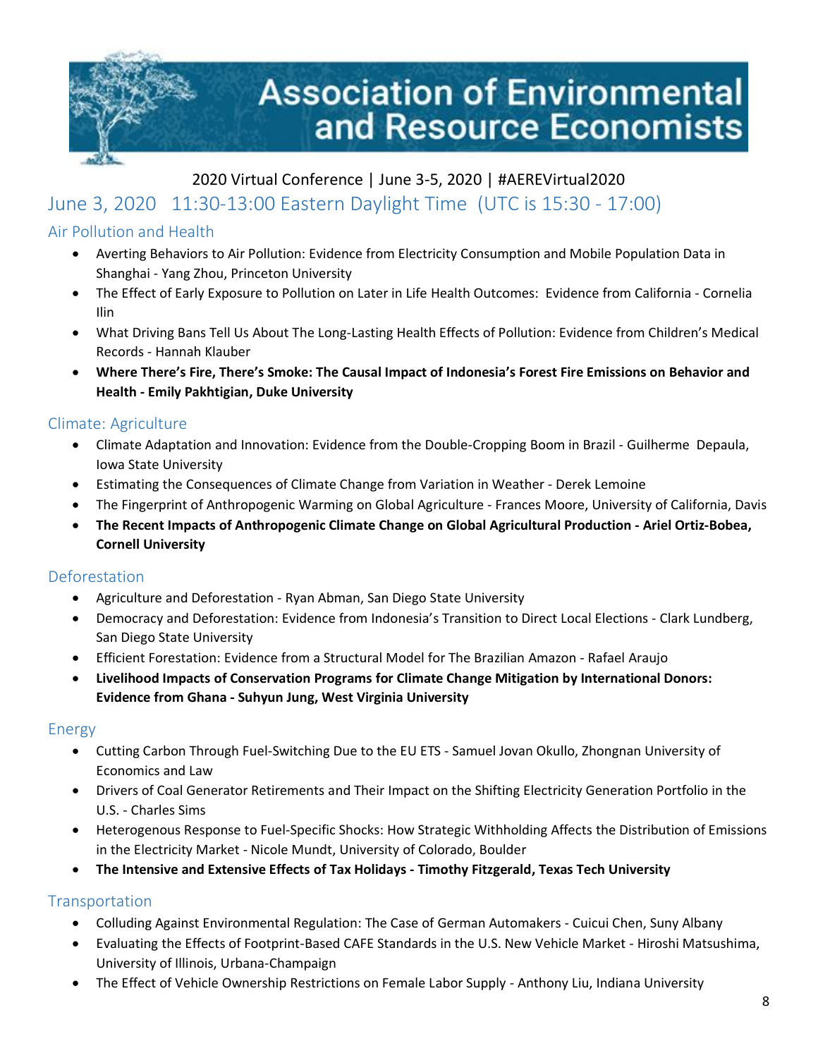# Association of Environmental and Resource Economists

2020 Virtual Conference | June 3-5, 2020 | #AEREVirtual2020

## June 3, 2020 11:30-13:00 Eastern Daylight Time (UTC is 15:30 - 17:00)

### Air Pollution and Health

- Averting Behaviors to Air Pollution: Evidence from Electricity Consumption and Mobile Population Data in Shanghai - Yang Zhou, Princeton University
- The Effect of Early Exposure to Pollution on Later in Life Health Outcomes: Evidence from California - Cornelia Ilin
- What Driving Bans Tell Us About The Long-Lasting Health Effects of Pollution: Evidence from Children's Medical Records - Hannah Klauber
- **Where There's Fire, There's Smoke: The Causal Impact of Indonesia's Forest Fire Emissions on Behavior and Health - Emily Pakhtigian, Duke University**

### Climate: Agriculture

- Climate Adaptation and Innovation: Evidence from the Double-Cropping Boom in Brazil - Guilherme Depaula, Iowa State University
- Estimating the Consequences of Climate Change from Variation in Weather - Derek Lemoine
- The Fingerprint of Anthropogenic Warming on Global Agriculture - Frances Moore, University of California, Davis
- **The Recent Impacts of Anthropogenic Climate Change on Global Agricultural Production - Ariel Ortiz-Bobea, Cornell University**

### Deforestation

- Agriculture and Deforestation - Ryan Abman, San Diego State University
- Democracy and Deforestation: Evidence from Indonesia's Transition to Direct Local Elections - Clark Lundberg, San Diego State University
- Efficient Forestation: Evidence from a Structural Model for The Brazilian Amazon - Rafael Araujo
- **Livelihood Impacts of Conservation Programs for Climate Change Mitigation by International Donors: Evidence from Ghana - Suhyun Jung, West Virginia University**

### Energy

- Cutting Carbon Through Fuel-Switching Due to the EU ETS - Samuel Jovan Okullo, Zhongnan University of Economics and Law
- Drivers of Coal Generator Retirements and Their Impact on the Shifting Electricity Generation Portfolio in the U.S. - Charles Sims
- Heterogenous Response to Fuel-Specific Shocks: How Strategic Withholding Affects the Distribution of Emissions in the Electricity Market - Nicole Mundt, University of Colorado, Boulder
- **The Intensive and Extensive Effects of Tax Holidays - Timothy Fitzgerald, Texas Tech University**

### Transportation

- Colluding Against Environmental Regulation: The Case of German Automakers - Cuicui Chen, Suny Albany
- Evaluating the Effects of Footprint-Based CAFE Standards in the U.S. New Vehicle Market - Hiroshi Matsushima, University of Illinois, Urbana-Champaign
- The Effect of Vehicle Ownership Restrictions on Female Labor Supply - Anthony Liu, Indiana University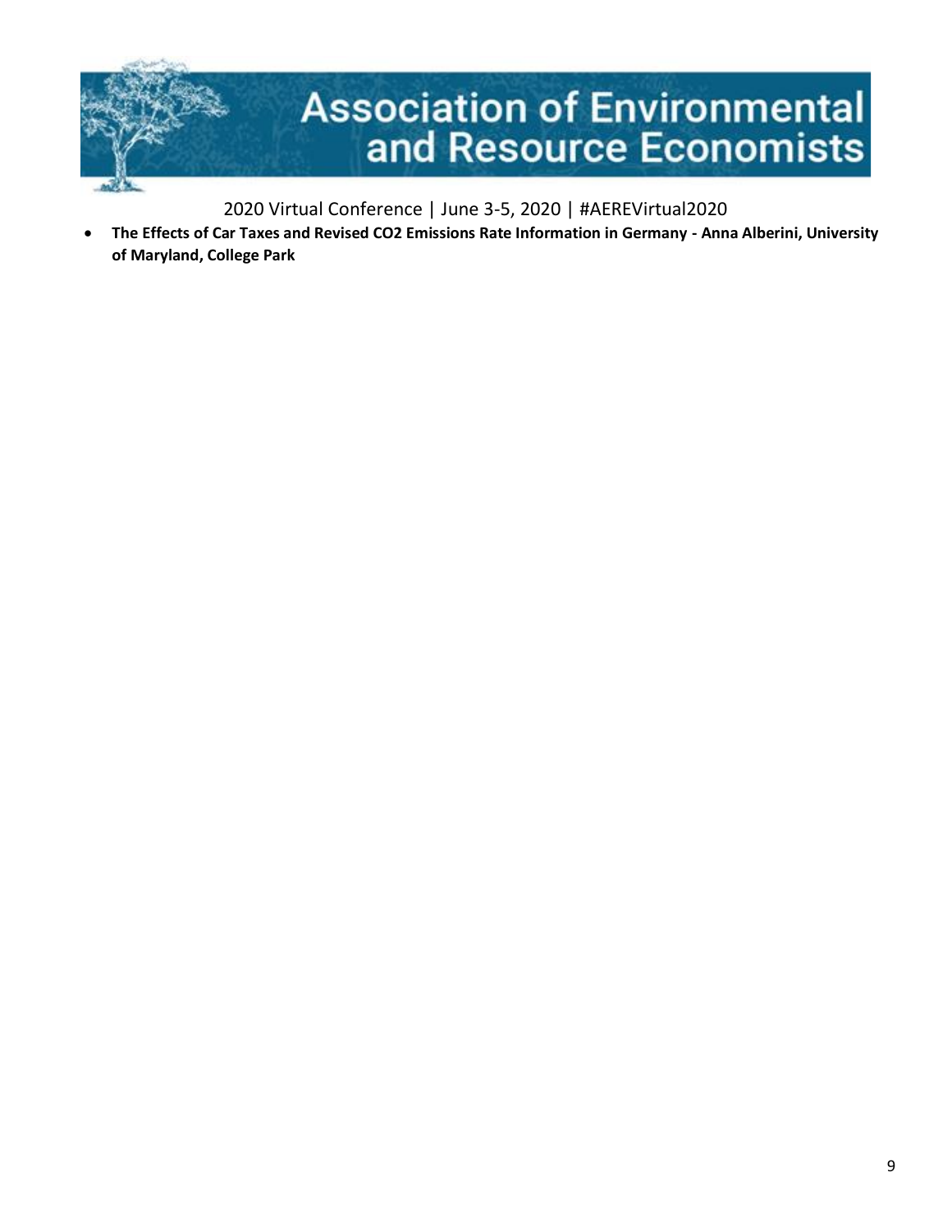- **The Effects of Car Taxes and Revised $CO_2$ Emissions Rate Information in Germany - Anna Alberini, University of Maryland, College Park**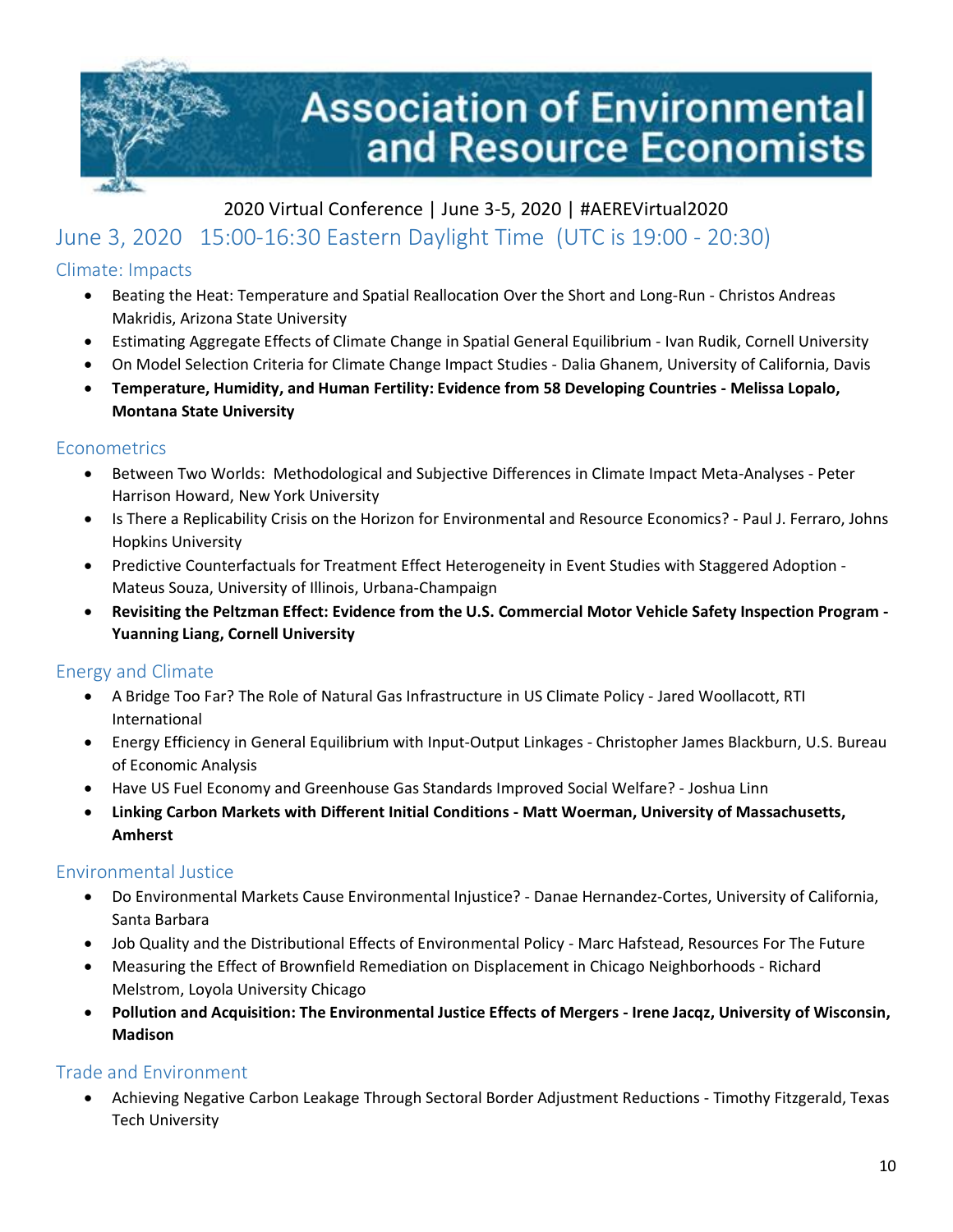# Association of Environmental and Resource Economists

2020 Virtual Conference | June 3-5, 2020 | #AEREVirtual2020

## June 3, 2020 15:00-16:30 Eastern Daylight Time (UTC is 19:00 - 20:30)

### Climate: Impacts

- Beating the Heat: Temperature and Spatial Reallocation Over the Short and Long-Run - Christos Andreas Makridis, Arizona State University
- Estimating Aggregate Effects of Climate Change in Spatial General Equilibrium - Ivan Rudik, Cornell University
- On Model Selection Criteria for Climate Change Impact Studies - Dalia Ghanem, University of California, Davis
- **Temperature, Humidity, and Human Fertility: Evidence from 58 Developing Countries - Melissa Lopalo, Montana State University**

### Econometrics

- Between Two Worlds: Methodological and Subjective Differences in Climate Impact Meta-Analyses - Peter Harrison Howard, New York University
- Is There a Replicability Crisis on the Horizon for Environmental and Resource Economics? - Paul J. Ferraro, Johns Hopkins University
- Predictive Counterfactuals for Treatment Effect Heterogeneity in Event Studies with Staggered Adoption - Mateus Souza, University of Illinois, Urbana-Champaign
- **Revisiting the Peltzman Effect: Evidence from the U.S. Commercial Motor Vehicle Safety Inspection Program - Yuanning Liang, Cornell University**

### Energy and Climate

- A Bridge Too Far? The Role of Natural Gas Infrastructure in US Climate Policy - Jared Woollacott, RTI International
- Energy Efficiency in General Equilibrium with Input-Output Linkages - Christopher James Blackburn, U.S. Bureau of Economic Analysis
- Have US Fuel Economy and Greenhouse Gas Standards Improved Social Welfare? - Joshua Linn
- **Linking Carbon Markets with Different Initial Conditions - Matt Woerman, University of Massachusetts, Amherst**

### Environmental Justice

- Do Environmental Markets Cause Environmental Injustice? - Danae Hernandez-Cortes, University of California, Santa Barbara
- Job Quality and the Distributional Effects of Environmental Policy - Marc Hafstead, Resources For The Future
- Measuring the Effect of Brownfield Remediation on Displacement in Chicago Neighborhoods - Richard Melstrom, Loyola University Chicago
- **Pollution and Acquisition: The Environmental Justice Effects of Mergers - Irene Jacqz, University of Wisconsin, Madison**

### Trade and Environment

- Achieving Negative Carbon Leakage Through Sectoral Border Adjustment Reductions - Timothy Fitzgerald, Texas Tech University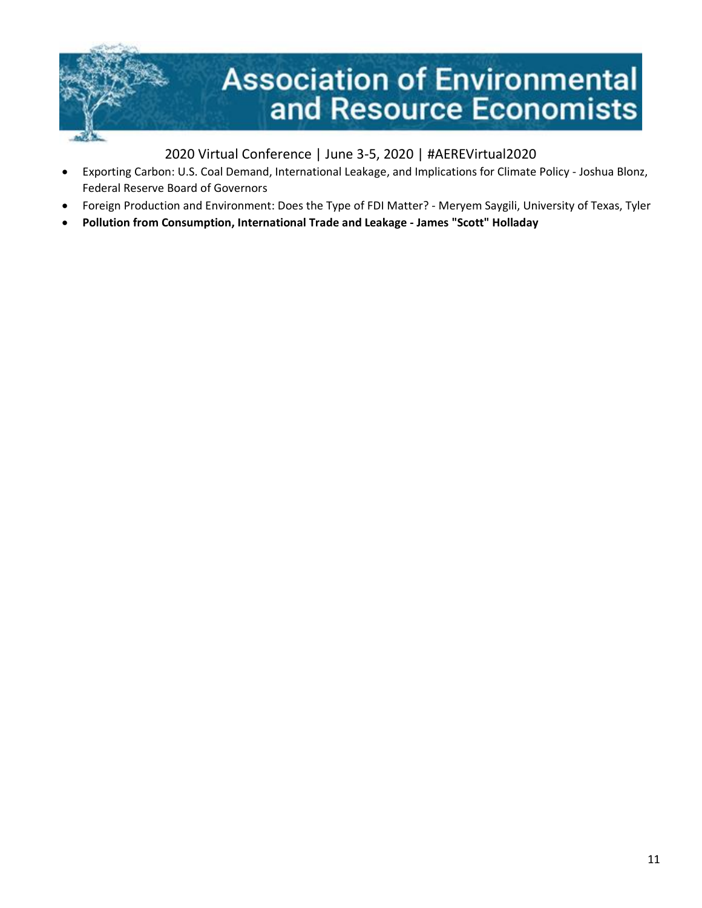- Exporting Carbon: U.S. Coal Demand, International Leakage, and Implications for Climate Policy - Joshua Blonz, Federal Reserve Board of Governors
- Foreign Production and Environment: Does the Type of FDI Matter? - Meryem Saygili, University of Texas, Tyler
- **Pollution from Consumption, International Trade and Leakage - James "Scott" Holladay**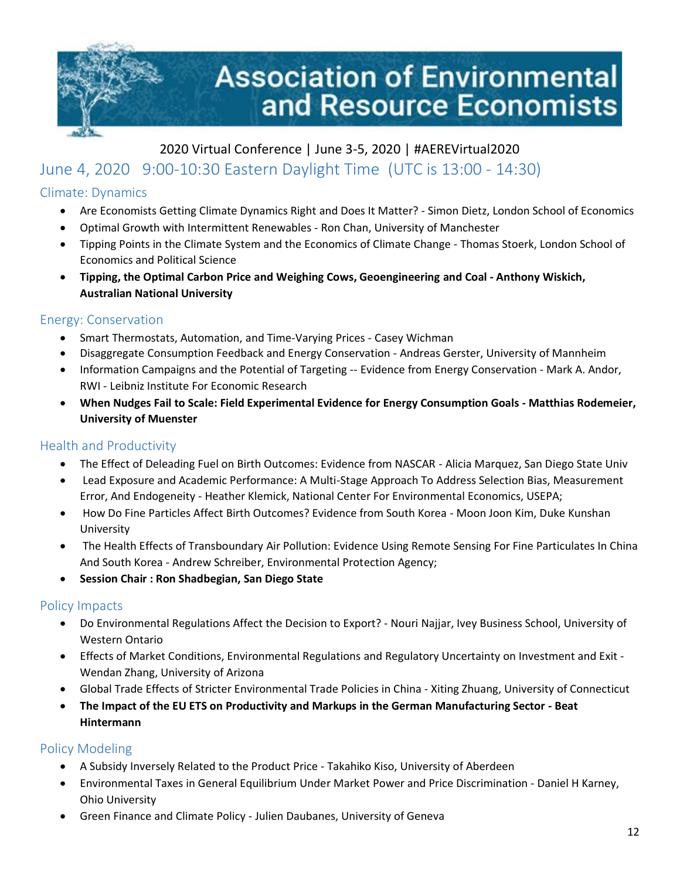# Association of Environmental and Resource Economists

2020 Virtual Conference | June 3-5, 2020 | #AEREVirtual2020

## June 4, 2020 9:00-10:30 Eastern Daylight Time (UTC is 13:00 - 14:30)

### Climate: Dynamics

- Are Economists Getting Climate Dynamics Right and Does It Matter? - Simon Dietz, London School of Economics
- Optimal Growth with Intermittent Renewables - Ron Chan, University of Manchester
- Tipping Points in the Climate System and the Economics of Climate Change - Thomas Stoerk, London School of Economics and Political Science
- **Tipping, the Optimal Carbon Price and Weighing Cows, Geoengineering and Coal - Anthony Wiskich, Australian National University**

### Energy: Conservation

- Smart Thermostats, Automation, and Time-Varying Prices - Casey Wichman
- Disaggregate Consumption Feedback and Energy Conservation - Andreas Gerster, University of Mannheim
- Information Campaigns and the Potential of Targeting -- Evidence from Energy Conservation - Mark A. Andor, RWI - Leibniz Institute For Economic Research
- **When Nudges Fail to Scale: Field Experimental Evidence for Energy Consumption Goals - Matthias Rodemeier, University of Muenster**

### Health and Productivity

- The Effect of Deleading Fuel on Birth Outcomes: Evidence from NASCAR - Alicia Marquez, San Diego State Univ
- Lead Exposure and Academic Performance: A Multi-Stage Approach To Address Selection Bias, Measurement Error, And Endogeneity - Heather Klemick, National Center For Environmental Economics, USEPA;
- How Do Fine Particles Affect Birth Outcomes? Evidence from South Korea - Moon Joon Kim, Duke Kunshan University
- The Health Effects of Transboundary Air Pollution: Evidence Using Remote Sensing For Fine Particulates In China And South Korea - Andrew Schreiber, Environmental Protection Agency;
- **Session Chair : Ron Shadbegian, San Diego State**

### Policy Impacts

- Do Environmental Regulations Affect the Decision to Export? - Nouri Najjar, Ivey Business School, University of Western Ontario
- Effects of Market Conditions, Environmental Regulations and Regulatory Uncertainty on Investment and Exit - Wendan Zhang, University of Arizona
- Global Trade Effects of Stricter Environmental Trade Policies in China - Xiting Zhuang, University of Connecticut
- **The Impact of the EU ETS on Productivity and Markups in the German Manufacturing Sector - Beat Hintermann**

### Policy Modeling

- A Subsidy Inversely Related to the Product Price - Takahiko Kiso, University of Aberdeen
- Environmental Taxes in General Equilibrium Under Market Power and Price Discrimination - Daniel H Karney, Ohio University
- Green Finance and Climate Policy - Julien Daubanes, University of Geneva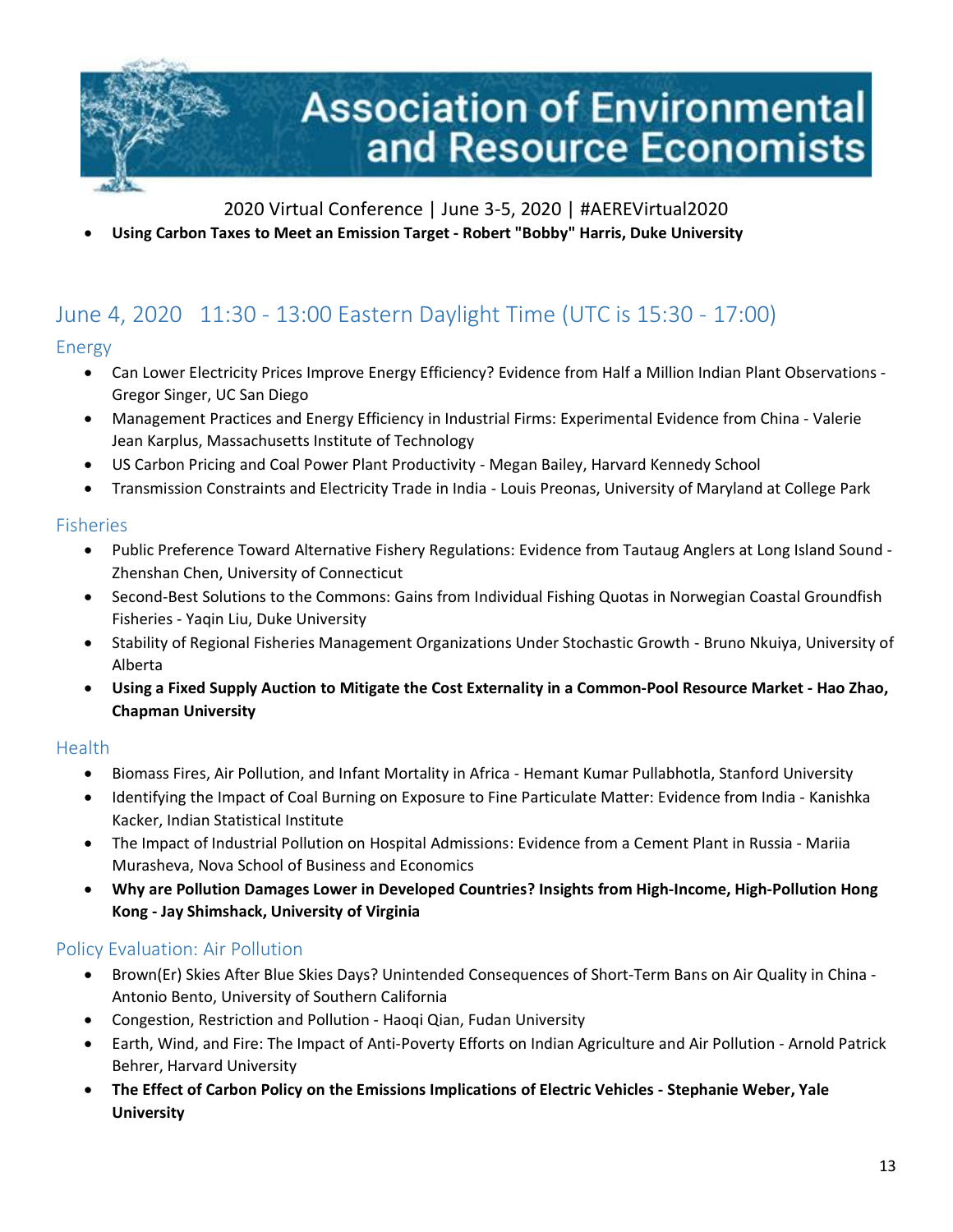- **Using Carbon Taxes to Meet an Emission Target - Robert "Bobby" Harris, Duke University**

## June 4, 2020 11:30 - 13:00 Eastern Daylight Time (UTC is 15:30 - 17:00)

### Energy

- Can Lower Electricity Prices Improve Energy Efficiency? Evidence from Half a Million Indian Plant Observations - Gregor Singer, UC San Diego
- Management Practices and Energy Efficiency in Industrial Firms: Experimental Evidence from China - Valerie Jean Karplus, Massachusetts Institute of Technology
- US Carbon Pricing and Coal Power Plant Productivity - Megan Bailey, Harvard Kennedy School
- Transmission Constraints and Electricity Trade in India - Louis Preonas, University of Maryland at College Park

### Fisheries

- Public Preference Toward Alternative Fishery Regulations: Evidence from Tautaug Anglers at Long Island Sound - Zhenshan Chen, University of Connecticut
- Second-Best Solutions to the Commons: Gains from Individual Fishing Quotas in Norwegian Coastal Groundfish Fisheries - Yaqin Liu, Duke University
- Stability of Regional Fisheries Management Organizations Under Stochastic Growth - Bruno Nkuiya, University of Alberta
- **Using a Fixed Supply Auction to Mitigate the Cost Externality in a Common-Pool Resource Market - Hao Zhao, Chapman University**

### Health

- Biomass Fires, Air Pollution, and Infant Mortality in Africa - Hemant Kumar Pullabhotla, Stanford University
- Identifying the Impact of Coal Burning on Exposure to Fine Particulate Matter: Evidence from India - Kanishka Kacker, Indian Statistical Institute
- The Impact of Industrial Pollution on Hospital Admissions: Evidence from a Cement Plant in Russia - Mariia Murasheva, Nova School of Business and Economics
- **Why are Pollution Damages Lower in Developed Countries? Insights from High-Income, High-Pollution Hong Kong - Jay Shimshack, University of Virginia**

### Policy Evaluation: Air Pollution

- Brown(Er) Skies After Blue Skies Days? Unintended Consequences of Short-Term Bans on Air Quality in China - Antonio Bento, University of Southern California
- Congestion, Restriction and Pollution - Haoqi Qian, Fudan University
- Earth, Wind, and Fire: The Impact of Anti-Poverty Efforts on Indian Agriculture and Air Pollution - Arnold Patrick Behrer, Harvard University
- **The Effect of Carbon Policy on the Emissions Implications of Electric Vehicles - Stephanie Weber, Yale University**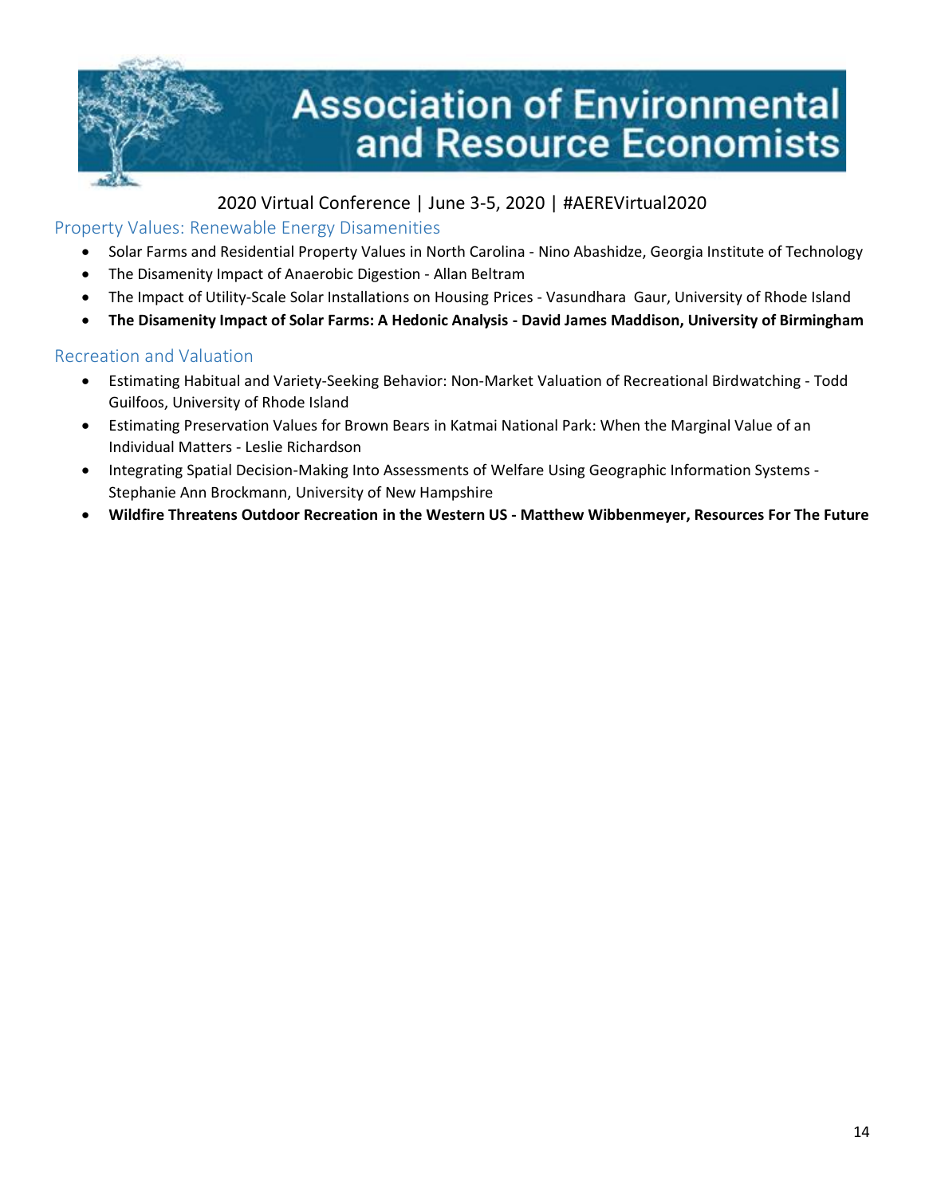## Property Values: Renewable Energy Disamenities

- Solar Farms and Residential Property Values in North Carolina - Nino Abashidze, Georgia Institute of Technology
- The Disamenity Impact of Anaerobic Digestion - Allan Beltram
- The Impact of Utility-Scale Solar Installations on Housing Prices - Vasundhara Gaur, University of Rhode Island
- **The Disamenity Impact of Solar Farms: A Hedonic Analysis - David James Maddison, University of Birmingham**

## Recreation and Valuation

- Estimating Habitual and Variety-Seeking Behavior: Non-Market Valuation of Recreational Birdwatching - Todd Guilfoos, University of Rhode Island
- Estimating Preservation Values for Brown Bears in Katmai National Park: When the Marginal Value of an Individual Matters - Leslie Richardson
- Integrating Spatial Decision-Making Into Assessments of Welfare Using Geographic Information Systems - Stephanie Ann Brockmann, University of New Hampshire
- **Wildfire Threatens Outdoor Recreation in the Western US - Matthew Wibbenmeyer, Resources For The Future**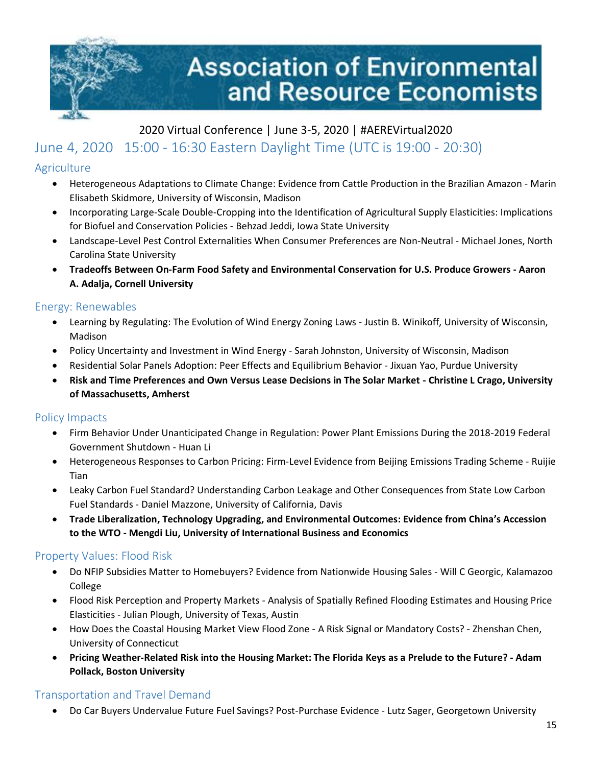# Association of Environmental and Resource Economists

2020 Virtual Conference | June 3-5, 2020 | #AEREVirtual2020

## June 4, 2020 15:00 - 16:30 Eastern Daylight Time (UTC is 19:00 - 20:30)

### Agriculture

- Heterogeneous Adaptations to Climate Change: Evidence from Cattle Production in the Brazilian Amazon - Marin Elisabeth Skidmore, University of Wisconsin, Madison
- Incorporating Large-Scale Double-Cropping into the Identification of Agricultural Supply Elasticities: Implications for Biofuel and Conservation Policies - Behzad Jeddi, Iowa State University
- Landscape-Level Pest Control Externalities When Consumer Preferences are Non-Neutral - Michael Jones, North Carolina State University
- **Tradeoffs Between On-Farm Food Safety and Environmental Conservation for U.S. Produce Growers - Aaron A. Adalja, Cornell University**

### Energy: Renewables

- Learning by Regulating: The Evolution of Wind Energy Zoning Laws - Justin B. Winikoff, University of Wisconsin, Madison
- Policy Uncertainty and Investment in Wind Energy - Sarah Johnston, University of Wisconsin, Madison
- Residential Solar Panels Adoption: Peer Effects and Equilibrium Behavior - Jixuan Yao, Purdue University
- **Risk and Time Preferences and Own Versus Lease Decisions in The Solar Market - Christine L Crago, University of Massachusetts, Amherst**

### Policy Impacts

- Firm Behavior Under Unanticipated Change in Regulation: Power Plant Emissions During the 2018-2019 Federal Government Shutdown - Huan Li
- Heterogeneous Responses to Carbon Pricing: Firm-Level Evidence from Beijing Emissions Trading Scheme - Ruijie Tian
- Leaky Carbon Fuel Standard? Understanding Carbon Leakage and Other Consequences from State Low Carbon Fuel Standards - Daniel Mazzone, University of California, Davis
- **Trade Liberalization, Technology Upgrading, and Environmental Outcomes: Evidence from China's Accession to the WTO - Mengdi Liu, University of International Business and Economics**

### Property Values: Flood Risk

- Do NFIP Subsidies Matter to Homebuyers? Evidence from Nationwide Housing Sales - Will C Georgic, Kalamazoo College
- Flood Risk Perception and Property Markets - Analysis of Spatially Refined Flooding Estimates and Housing Price Elasticities - Julian Plough, University of Texas, Austin
- How Does the Coastal Housing Market View Flood Zone - A Risk Signal or Mandatory Costs? - Zhenshan Chen, University of Connecticut
- **Pricing Weather-Related Risk into the Housing Market: The Florida Keys as a Prelude to the Future? - Adam Pollack, Boston University**

### Transportation and Travel Demand

- Do Car Buyers Undervalue Future Fuel Savings? Post-Purchase Evidence - Lutz Sager, Georgetown University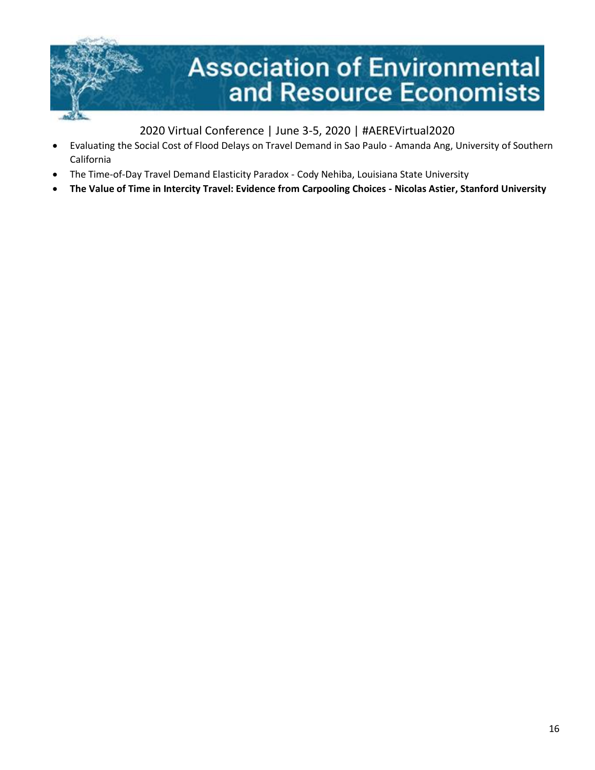- Evaluating the Social Cost of Flood Delays on Travel Demand in Sao Paulo - Amanda Ang, University of Southern California
- The Time-of-Day Travel Demand Elasticity Paradox - Cody Nehiba, Louisiana State University
- **The Value of Time in Intercity Travel: Evidence from Carpooling Choices - Nicolas Astier, Stanford University**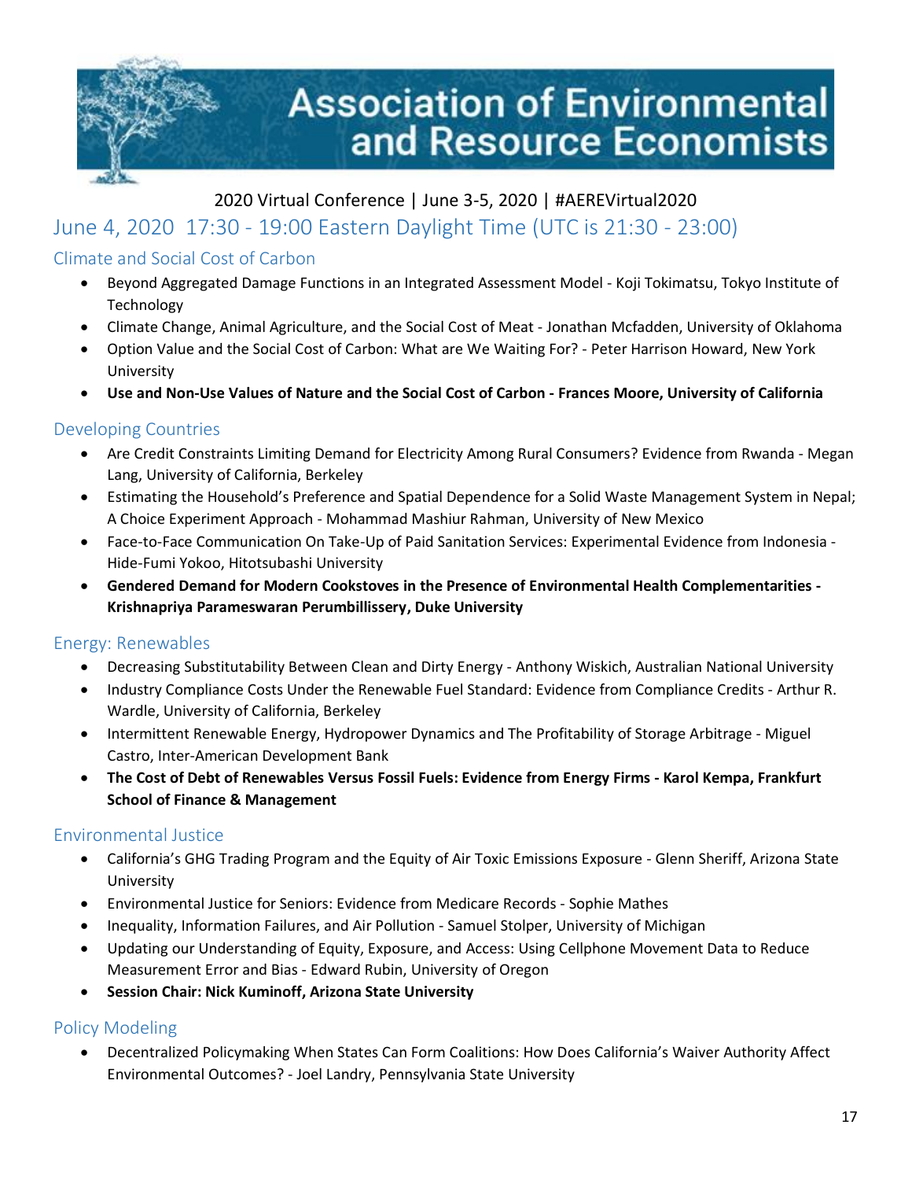2020 Virtual Conference | June 3-5, 2020 | #AEREVirtual2020

## June 4, 2020 17:30 - 19:00 Eastern Daylight Time (UTC is 21:30 - 23:00)

### Climate and Social Cost of Carbon

- Beyond Aggregated Damage Functions in an Integrated Assessment Model - Koji Tokimatsu, Tokyo Institute of Technology
- Climate Change, Animal Agriculture, and the Social Cost of Meat - Jonathan Mcfadden, University of Oklahoma
- Option Value and the Social Cost of Carbon: What are We Waiting For? - Peter Harrison Howard, New York University
- **Use and Non-Use Values of Nature and the Social Cost of Carbon - Frances Moore, University of California**

### Developing Countries

- Are Credit Constraints Limiting Demand for Electricity Among Rural Consumers? Evidence from Rwanda - Megan Lang, University of California, Berkeley
- Estimating the Household's Preference and Spatial Dependence for a Solid Waste Management System in Nepal; A Choice Experiment Approach - Mohammad Mashiur Rahman, University of New Mexico
- Face-to-Face Communication On Take-Up of Paid Sanitation Services: Experimental Evidence from Indonesia - Hide-Fumi Yokoo, Hitotsubashi University
- **Gendered Demand for Modern Cookstoves in the Presence of Environmental Health Complementarities - Krishnapriya Parameswaran Perumbillissery, Duke University**

### Energy: Renewables

- Decreasing Substitutability Between Clean and Dirty Energy - Anthony Wiskich, Australian National University
- Industry Compliance Costs Under the Renewable Fuel Standard: Evidence from Compliance Credits - Arthur R. Wardle, University of California, Berkeley
- Intermittent Renewable Energy, Hydropower Dynamics and The Profitability of Storage Arbitrage - Miguel Castro, Inter-American Development Bank
- **The Cost of Debt of Renewables Versus Fossil Fuels: Evidence from Energy Firms - Karol Kempa, Frankfurt School of Finance & Management**

### Environmental Justice

- California's GHG Trading Program and the Equity of Air Toxic Emissions Exposure - Glenn Sheriff, Arizona State University
- Environmental Justice for Seniors: Evidence from Medicare Records - Sophie Mathes
- Inequality, Information Failures, and Air Pollution - Samuel Stolper, University of Michigan
- Updating our Understanding of Equity, Exposure, and Access: Using Cellphone Movement Data to Reduce Measurement Error and Bias - Edward Rubin, University of Oregon
- **Session Chair: Nick Kuminoff, Arizona State University**

### Policy Modeling

- Decentralized Policymaking When States Can Form Coalitions: How Does California's Waiver Authority Affect Environmental Outcomes? - Joel Landry, Pennsylvania State University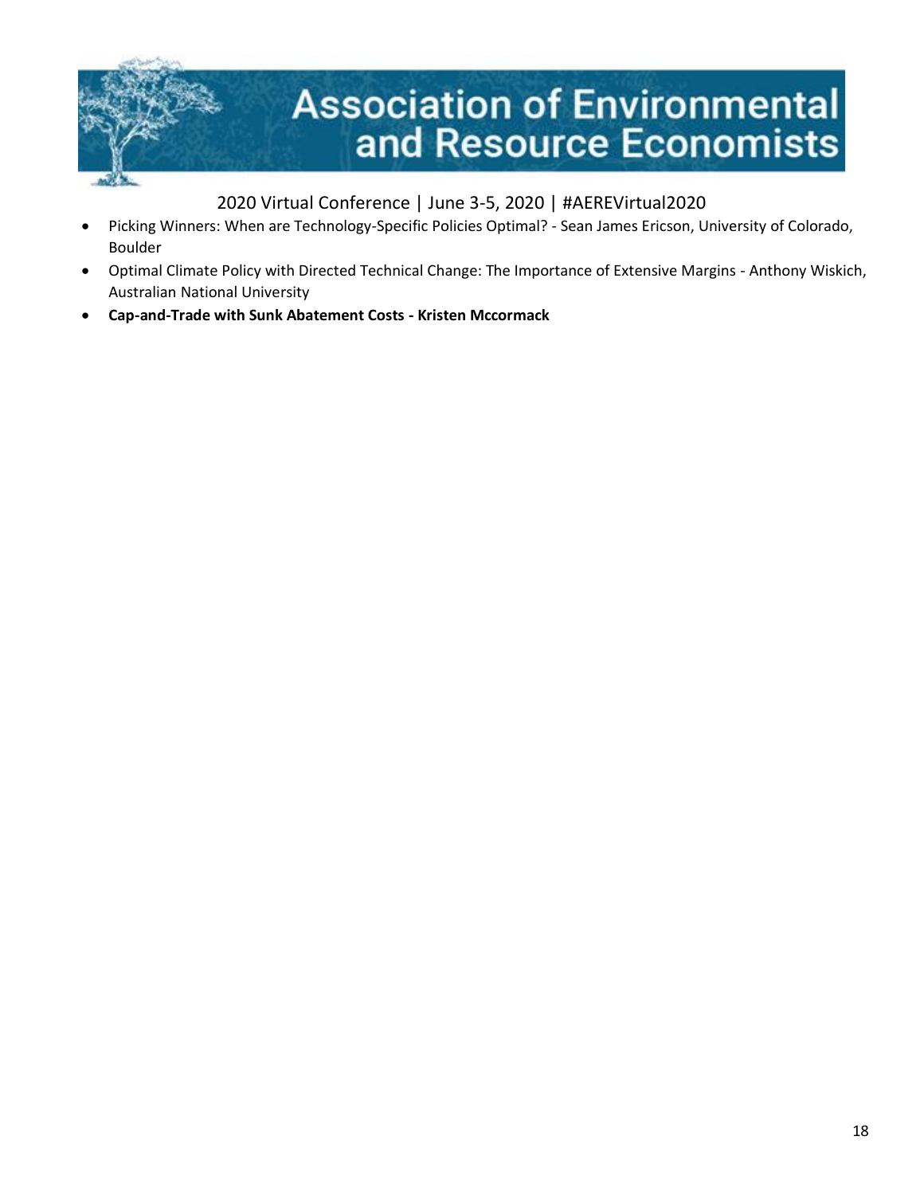- Picking Winners: When are Technology-Specific Policies Optimal? - Sean James Ericson, University of Colorado, Boulder
- Optimal Climate Policy with Directed Technical Change: The Importance of Extensive Margins - Anthony Wiskich, Australian National University
- **Cap-and-Trade with Sunk Abatement Costs - Kristen Mccormack**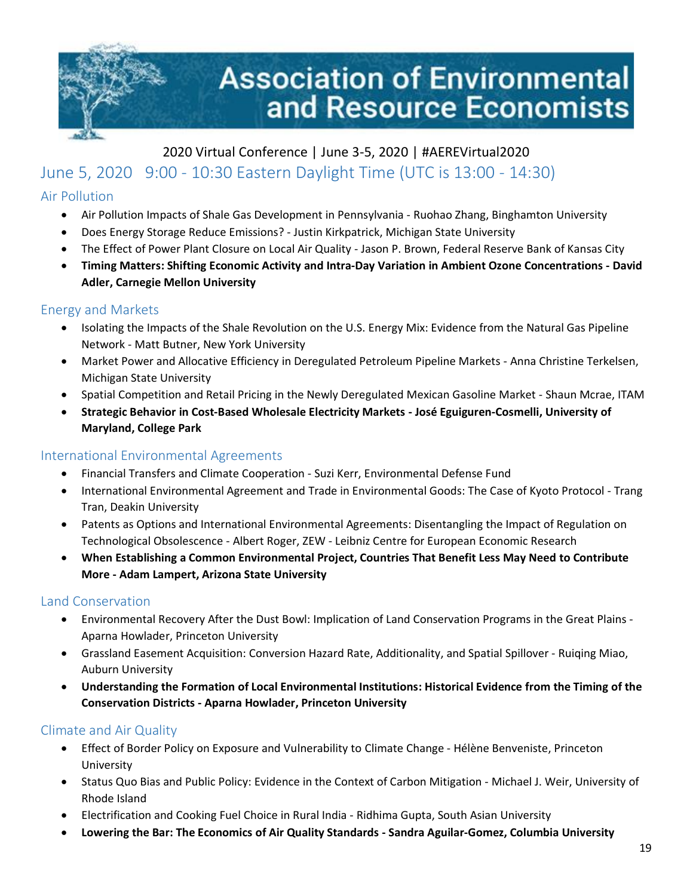# Association of Environmental and Resource Economists

2020 Virtual Conference | June 3-5, 2020 | #AEREVirtual2020

## June 5, 2020 9:00 - 10:30 Eastern Daylight Time (UTC is 13:00 - 14:30)

### Air Pollution

- Air Pollution Impacts of Shale Gas Development in Pennsylvania - Ruohao Zhang, Binghamton University
- Does Energy Storage Reduce Emissions? - Justin Kirkpatrick, Michigan State University
- The Effect of Power Plant Closure on Local Air Quality - Jason P. Brown, Federal Reserve Bank of Kansas City
- **Timing Matters: Shifting Economic Activity and Intra-Day Variation in Ambient Ozone Concentrations - David Adler, Carnegie Mellon University**

### Energy and Markets

- Isolating the Impacts of the Shale Revolution on the U.S. Energy Mix: Evidence from the Natural Gas Pipeline Network - Matt Butner, New York University
- Market Power and Allocative Efficiency in Deregulated Petroleum Pipeline Markets - Anna Christine Terkelsen, Michigan State University
- Spatial Competition and Retail Pricing in the Newly Deregulated Mexican Gasoline Market - Shaun Mcrae, ITAM
- **Strategic Behavior in Cost-Based Wholesale Electricity Markets - José Eguiguren-Cosmelli, University of Maryland, College Park**

### International Environmental Agreements

- Financial Transfers and Climate Cooperation - Suzi Kerr, Environmental Defense Fund
- International Environmental Agreement and Trade in Environmental Goods: The Case of Kyoto Protocol - Trang Tran, Deakin University
- Patents as Options and International Environmental Agreements: Disentangling the Impact of Regulation on Technological Obsolescence - Albert Roger, ZEW - Leibniz Centre for European Economic Research
- **When Establishing a Common Environmental Project, Countries That Benefit Less May Need to Contribute More - Adam Lampert, Arizona State University**

### Land Conservation

- Environmental Recovery After the Dust Bowl: Implication of Land Conservation Programs in the Great Plains - Aparna Howlader, Princeton University
- Grassland Easement Acquisition: Conversion Hazard Rate, Additionality, and Spatial Spillover - Ruiqing Miao, Auburn University
- **Understanding the Formation of Local Environmental Institutions: Historical Evidence from the Timing of the Conservation Districts - Aparna Howlader, Princeton University**

### Climate and Air Quality

- Effect of Border Policy on Exposure and Vulnerability to Climate Change - Hélène Benveniste, Princeton University
- Status Quo Bias and Public Policy: Evidence in the Context of Carbon Mitigation - Michael J. Weir, University of Rhode Island
- Electrification and Cooking Fuel Choice in Rural India - Ridhima Gupta, South Asian University
- **Lowering the Bar: The Economics of Air Quality Standards - Sandra Aguilar-Gomez, Columbia University**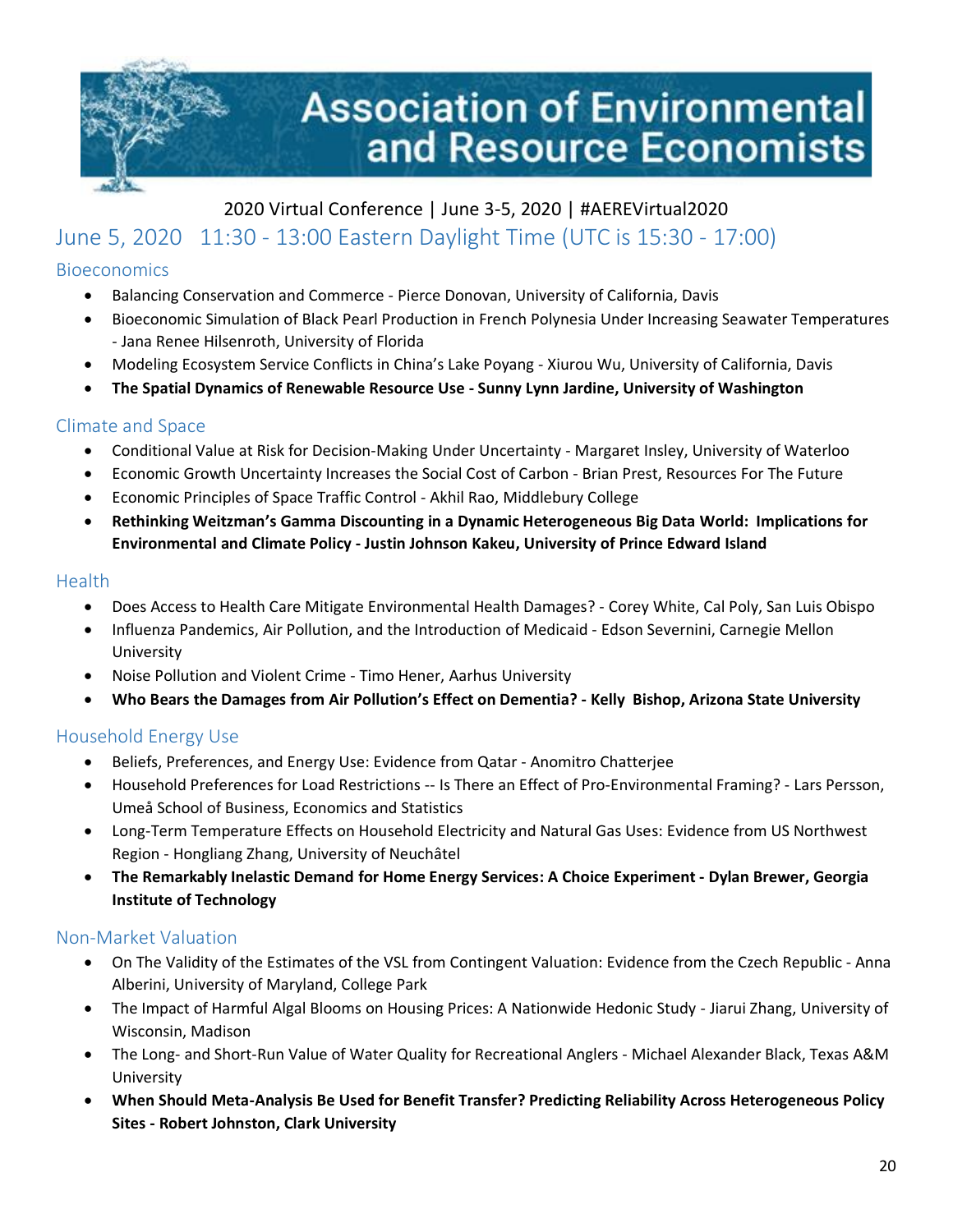# Association of Environmental and Resource Economists

2020 Virtual Conference | June 3-5, 2020 | #AEREVirtual2020

## June 5, 2020 11:30 - 13:00 Eastern Daylight Time (UTC is 15:30 - 17:00)

### Bioeconomics

- Balancing Conservation and Commerce - Pierce Donovan, University of California, Davis
- Bioeconomic Simulation of Black Pearl Production in French Polynesia Under Increasing Seawater Temperatures - Jana Renee Hilsenroth, University of Florida
- Modeling Ecosystem Service Conflicts in China's Lake Poyang - Xiurou Wu, University of California, Davis
- **The Spatial Dynamics of Renewable Resource Use - Sunny Lynn Jardine, University of Washington**

### Climate and Space

- Conditional Value at Risk for Decision-Making Under Uncertainty - Margaret Insley, University of Waterloo
- Economic Growth Uncertainty Increases the Social Cost of Carbon - Brian Prest, Resources For The Future
- Economic Principles of Space Traffic Control - Akhil Rao, Middlebury College
- **Rethinking Weitzman's Gamma Discounting in a Dynamic Heterogeneous Big Data World: Implications for Environmental and Climate Policy - Justin Johnson Kakeu, University of Prince Edward Island**

### Health

- Does Access to Health Care Mitigate Environmental Health Damages? - Corey White, Cal Poly, San Luis Obispo
- Influenza Pandemics, Air Pollution, and the Introduction of Medicaid - Edson Severnini, Carnegie Mellon University
- Noise Pollution and Violent Crime - Timo Hener, Aarhus University
- **Who Bears the Damages from Air Pollution's Effect on Dementia? - Kelly Bishop, Arizona State University**

### Household Energy Use

- Beliefs, Preferences, and Energy Use: Evidence from Qatar - Anomitro Chatterjee
- Household Preferences for Load Restrictions -- Is There an Effect of Pro-Environmental Framing? - Lars Persson, Umeå School of Business, Economics and Statistics
- Long-Term Temperature Effects on Household Electricity and Natural Gas Uses: Evidence from US Northwest Region - Hongliang Zhang, University of Neuchâtel
- **The Remarkably Inelastic Demand for Home Energy Services: A Choice Experiment - Dylan Brewer, Georgia Institute of Technology**

### Non-Market Valuation

- On The Validity of the Estimates of the VSL from Contingent Valuation: Evidence from the Czech Republic - Anna Alberini, University of Maryland, College Park
- The Impact of Harmful Algal Blooms on Housing Prices: A Nationwide Hedonic Study - Jiarui Zhang, University of Wisconsin, Madison
- The Long- and Short-Run Value of Water Quality for Recreational Anglers - Michael Alexander Black, Texas A&M University
- **When Should Meta-Analysis Be Used for Benefit Transfer? Predicting Reliability Across Heterogeneous Policy Sites - Robert Johnston, Clark University**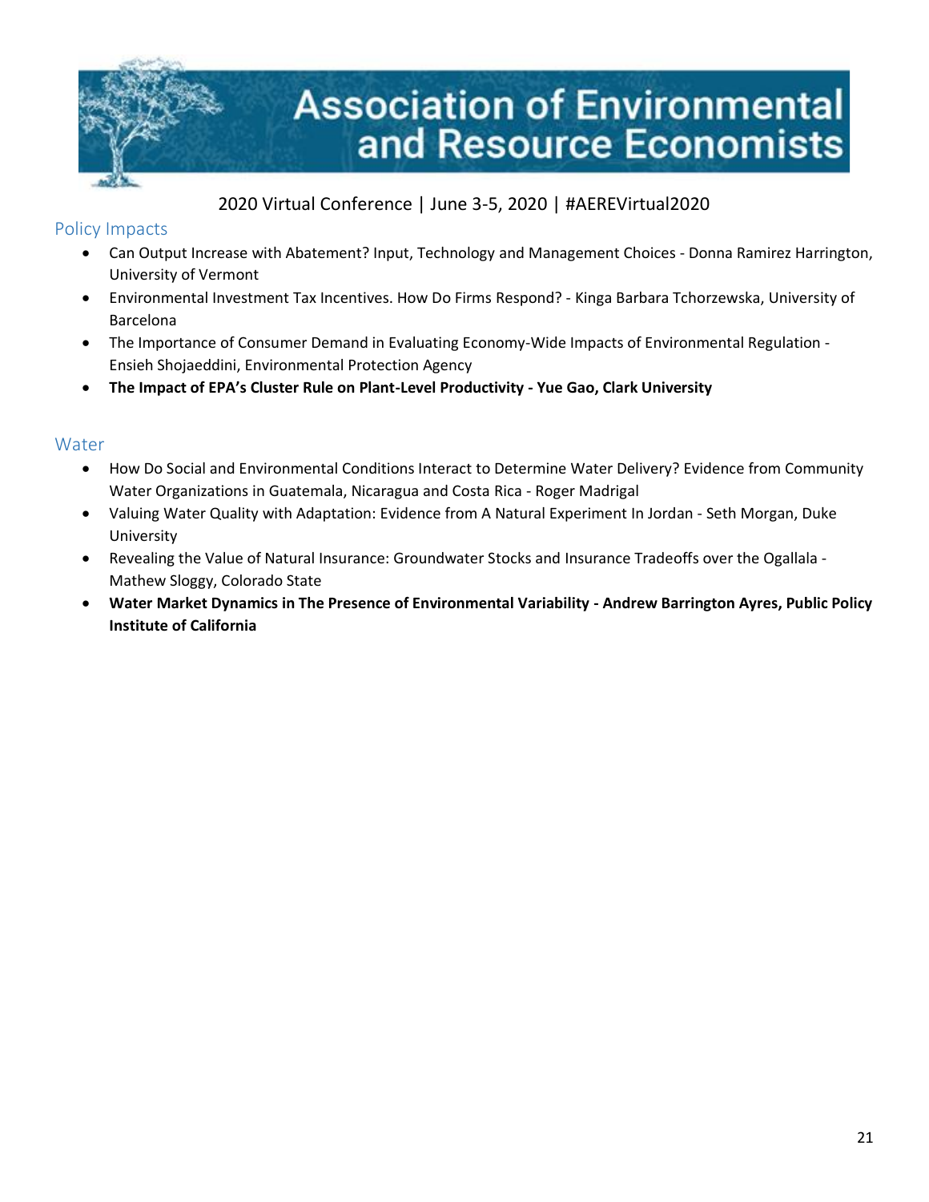## Policy Impacts

- Can Output Increase with Abatement? Input, Technology and Management Choices - Donna Ramirez Harrington, University of Vermont
- Environmental Investment Tax Incentives. How Do Firms Respond? - Kinga Barbara Tchorzewska, University of Barcelona
- The Importance of Consumer Demand in Evaluating Economy-Wide Impacts of Environmental Regulation - Ensieh Shojaeddini, Environmental Protection Agency
- **The Impact of EPA's Cluster Rule on Plant-Level Productivity - Yue Gao, Clark University**

## Water

- How Do Social and Environmental Conditions Interact to Determine Water Delivery? Evidence from Community Water Organizations in Guatemala, Nicaragua and Costa Rica - Roger Madrigal
- Valuing Water Quality with Adaptation: Evidence from A Natural Experiment In Jordan - Seth Morgan, Duke University
- Revealing the Value of Natural Insurance: Groundwater Stocks and Insurance Tradeoffs over the Ogallala - Mathew Sloggy, Colorado State
- **Water Market Dynamics in The Presence of Environmental Variability - Andrew Barrington Ayres, Public Policy Institute of California**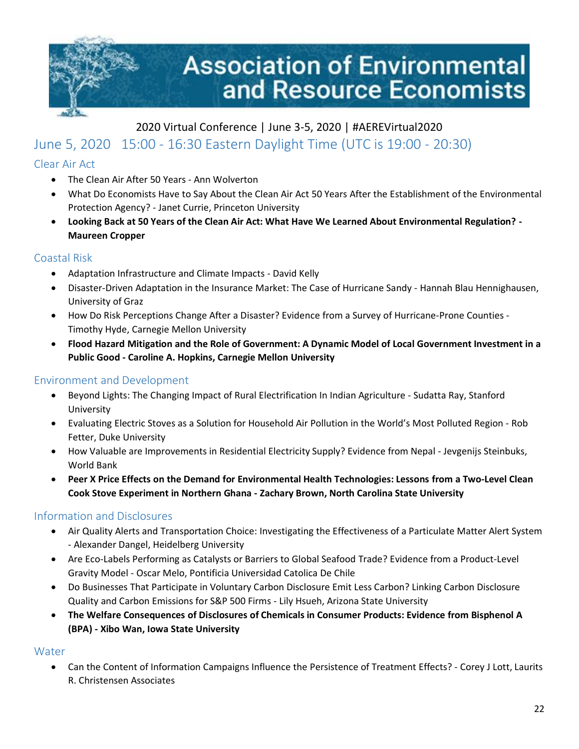# Association of Environmental and Resource Economists

2020 Virtual Conference | June 3-5, 2020 | #AEREVirtual2020

## June 5, 2020 15:00 - 16:30 Eastern Daylight Time (UTC is 19:00 - 20:30)

### Clear Air Act

- The Clean Air After 50 Years - Ann Wolverton
- What Do Economists Have to Say About the Clean Air Act 50 Years After the Establishment of the Environmental Protection Agency? - Janet Currie, Princeton University
- **Looking Back at 50 Years of the Clean Air Act: What Have We Learned About Environmental Regulation? - Maureen Cropper**

### Coastal Risk

- Adaptation Infrastructure and Climate Impacts - David Kelly
- Disaster-Driven Adaptation in the Insurance Market: The Case of Hurricane Sandy - Hannah Blau Hennighausen, University of Graz
- How Do Risk Perceptions Change After a Disaster? Evidence from a Survey of Hurricane-Prone Counties - Timothy Hyde, Carnegie Mellon University
- **Flood Hazard Mitigation and the Role of Government: A Dynamic Model of Local Government Investment in a Public Good - Caroline A. Hopkins, Carnegie Mellon University**

### Environment and Development

- Beyond Lights: The Changing Impact of Rural Electrification In Indian Agriculture - Sudatta Ray, Stanford University
- Evaluating Electric Stoves as a Solution for Household Air Pollution in the World's Most Polluted Region - Rob Fetter, Duke University
- How Valuable are Improvements in Residential Electricity Supply? Evidence from Nepal - Jevgenijs Steinbuks, World Bank
- **Peer X Price Effects on the Demand for Environmental Health Technologies: Lessons from a Two-Level Clean Cook Stove Experiment in Northern Ghana - Zachary Brown, North Carolina State University**

### Information and Disclosures

- Air Quality Alerts and Transportation Choice: Investigating the Effectiveness of a Particulate Matter Alert System - Alexander Dangel, Heidelberg University
- Are Eco-Labels Performing as Catalysts or Barriers to Global Seafood Trade? Evidence from a Product-Level Gravity Model - Oscar Melo, Pontificia Universidad Catolica De Chile
- Do Businesses That Participate in Voluntary Carbon Disclosure Emit Less Carbon? Linking Carbon Disclosure Quality and Carbon Emissions for S&P 500 Firms - Lily Hsueh, Arizona State University
- **The Welfare Consequences of Disclosures of Chemicals in Consumer Products: Evidence from Bisphenol A (BPA) - Xibo Wan, Iowa State University**

### Water

- Can the Content of Information Campaigns Influence the Persistence of Treatment Effects? - Corey J Lott, Laurits R. Christensen Associates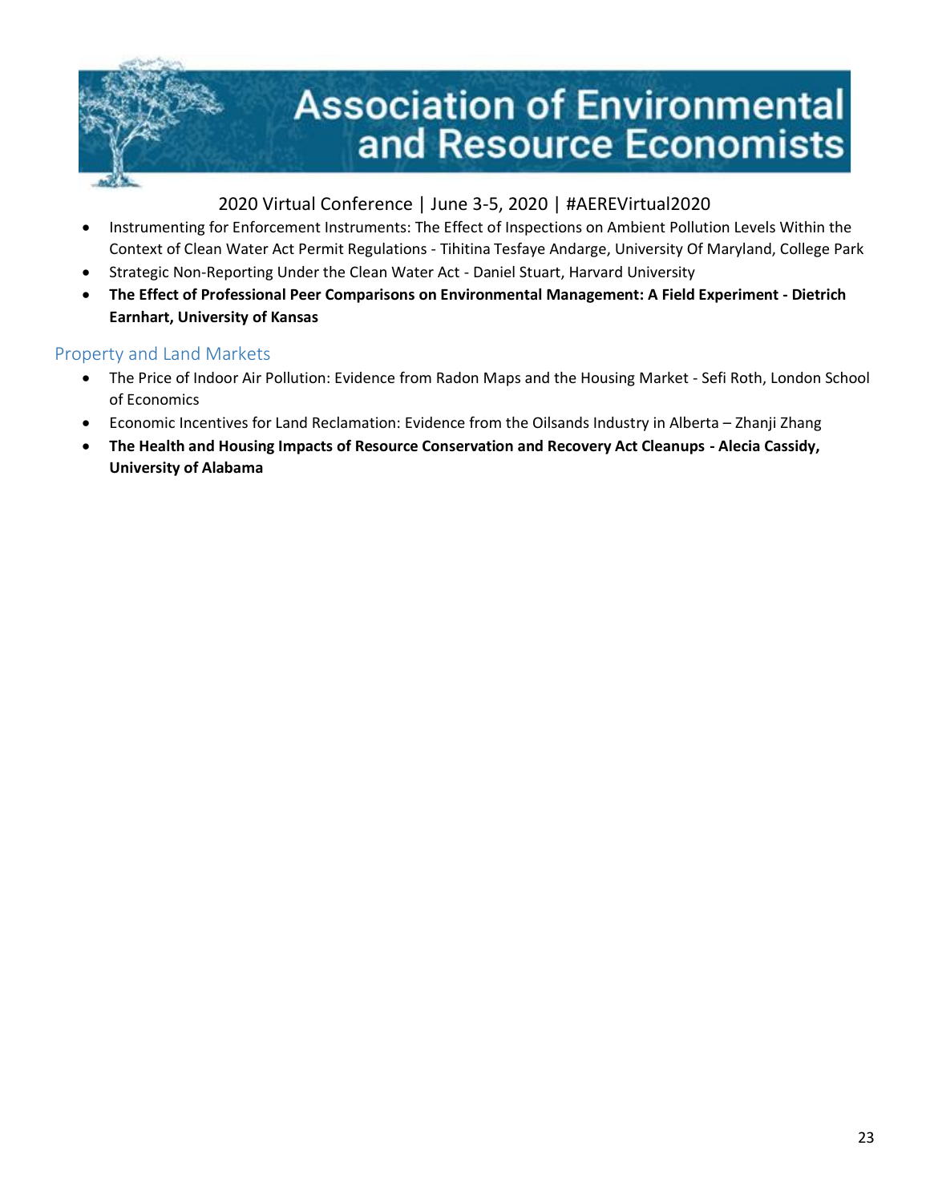- Instrumenting for Enforcement Instruments: The Effect of Inspections on Ambient Pollution Levels Within the Context of Clean Water Act Permit Regulations - Tihitina Tesfaye Andarge, University Of Maryland, College Park
- Strategic Non-Reporting Under the Clean Water Act - Daniel Stuart, Harvard University
- **The Effect of Professional Peer Comparisons on Environmental Management: A Field Experiment - Dietrich Earnhart, University of Kansas**

## Property and Land Markets

- The Price of Indoor Air Pollution: Evidence from Radon Maps and the Housing Market - Sefi Roth, London School of Economics
- Economic Incentives for Land Reclamation: Evidence from the Oilsands Industry in Alberta – Zhanji Zhang
- **The Health and Housing Impacts of Resource Conservation and Recovery Act Cleanups - Alecia Cassidy, University of Alabama**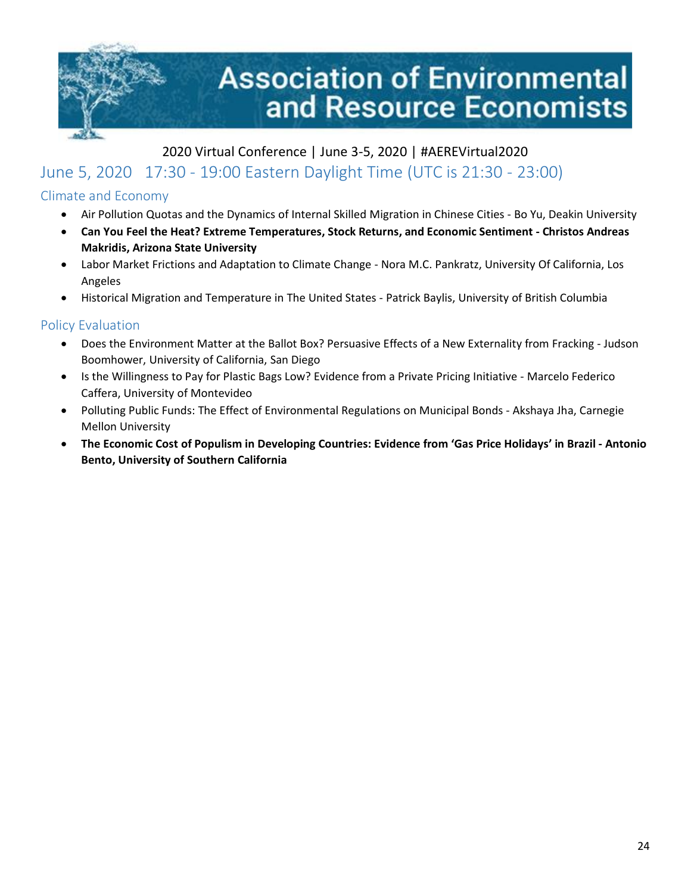# Association of Environmental and Resource Economists

2020 Virtual Conference | June 3-5, 2020 | #AEREVirtual2020

## June 5, 2020 17:30 - 19:00 Eastern Daylight Time (UTC is 21:30 - 23:00)

### Climate and Economy

- Air Pollution Quotas and the Dynamics of Internal Skilled Migration in Chinese Cities - Bo Yu, Deakin University
- **Can You Feel the Heat? Extreme Temperatures, Stock Returns, and Economic Sentiment - Christos Andreas Makridis, Arizona State University**
- Labor Market Frictions and Adaptation to Climate Change - Nora M.C. Pankratz, University Of California, Los Angeles
- Historical Migration and Temperature in The United States - Patrick Baylis, University of British Columbia

### Policy Evaluation

- Does the Environment Matter at the Ballot Box? Persuasive Effects of a New Externality from Fracking - Judson Boomhower, University of California, San Diego
- Is the Willingness to Pay for Plastic Bags Low? Evidence from a Private Pricing Initiative - Marcelo Federico Caffera, University of Montevideo
- Polluting Public Funds: The Effect of Environmental Regulations on Municipal Bonds - Akshaya Jha, Carnegie Mellon University
- **The Economic Cost of Populism in Developing Countries: Evidence from 'Gas Price Holidays' in Brazil - Antonio Bento, University of Southern California**